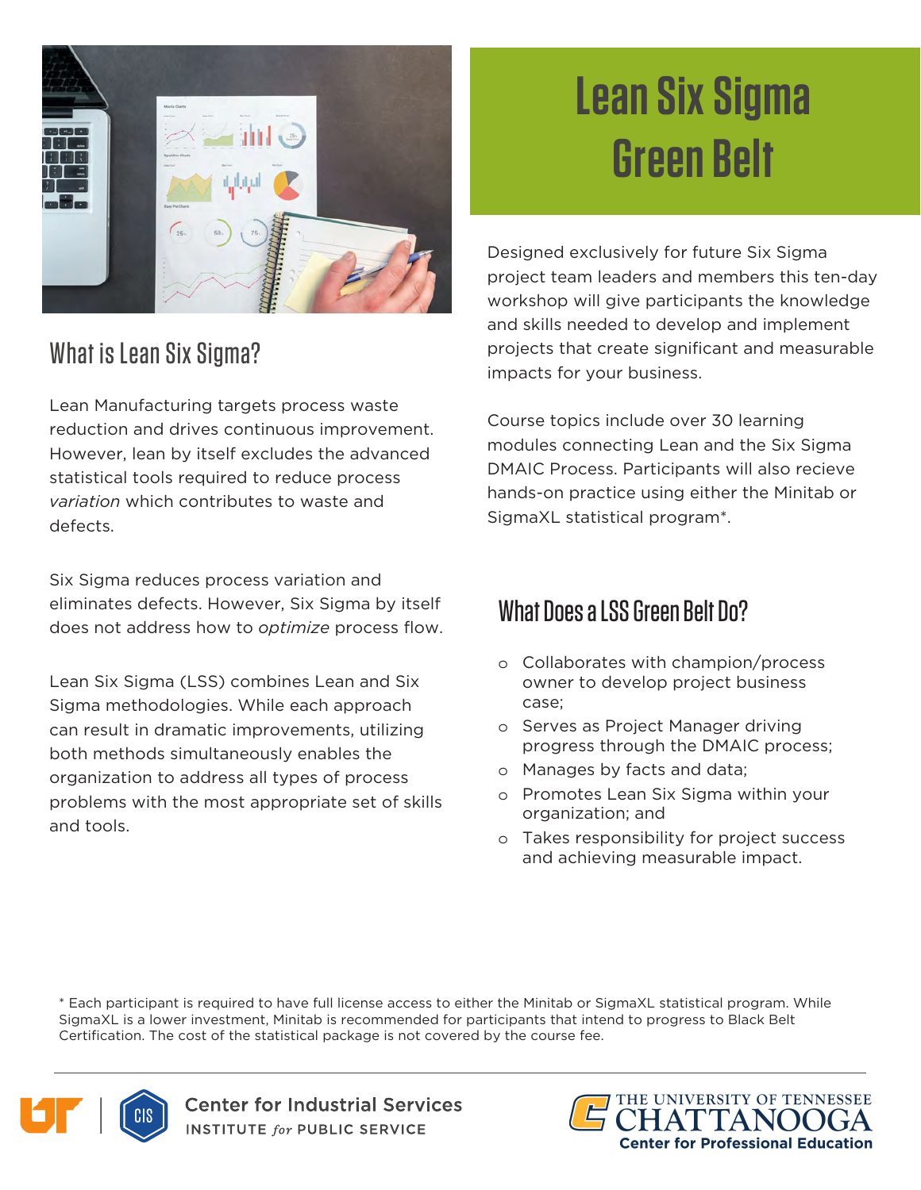# Lean Six Sigma Green Belt

Designed exclusively for future Six Sigma project team leaders and members this ten-day workshop will give participants the knowledge and skills needed to develop and implement projects that create significant and measurable impacts for your business.

Course topics include over 30 learning modules connecting Lean and the Six Sigma DMAIC Process. Participants will also recieve hands-on practice using either the Minitab or SigmaXL statistical program*.

## What is Lean Six Sigma?

Lean Manufacturing targets process waste reduction and drives continuous improvement. However, lean by itself excludes the advanced statistical tools required to reduce process *variation* which contributes to waste and defects.

Six Sigma reduces process variation and eliminates defects. However, Six Sigma by itself does not address how to *optimize* process flow.

Lean Six Sigma (LSS) combines Lean and Six Sigma methodologies. While each approach can result in dramatic improvements, utilizing both methods simultaneously enables the organization to address all types of process problems with the most appropriate set of skills and tools.

## What Does a LSS Green Belt Do?

- Collaborates with champion/process owner to develop project business case;
- Serves as Project Manager driving progress through the DMAIC process;
- Manages by facts and data;
- Promotes Lean Six Sigma within your organization; and
- Takes responsibility for project success and achieving measurable impact.

* Each participant is required to have full license access to either the Minitab or SigmaXL statistical program. While SigmaXL is a lower investment, Minitab is recommended for participants that intend to progress to Black Belt Certification. The cost of the statistical package is not covered by the course fee.

Center for Industrial Services
INSTITUTE *for* PUBLIC SERVICE

THE UNIVERSITY OF TENNESSEE CHATTANOOGA
Center for Professional Education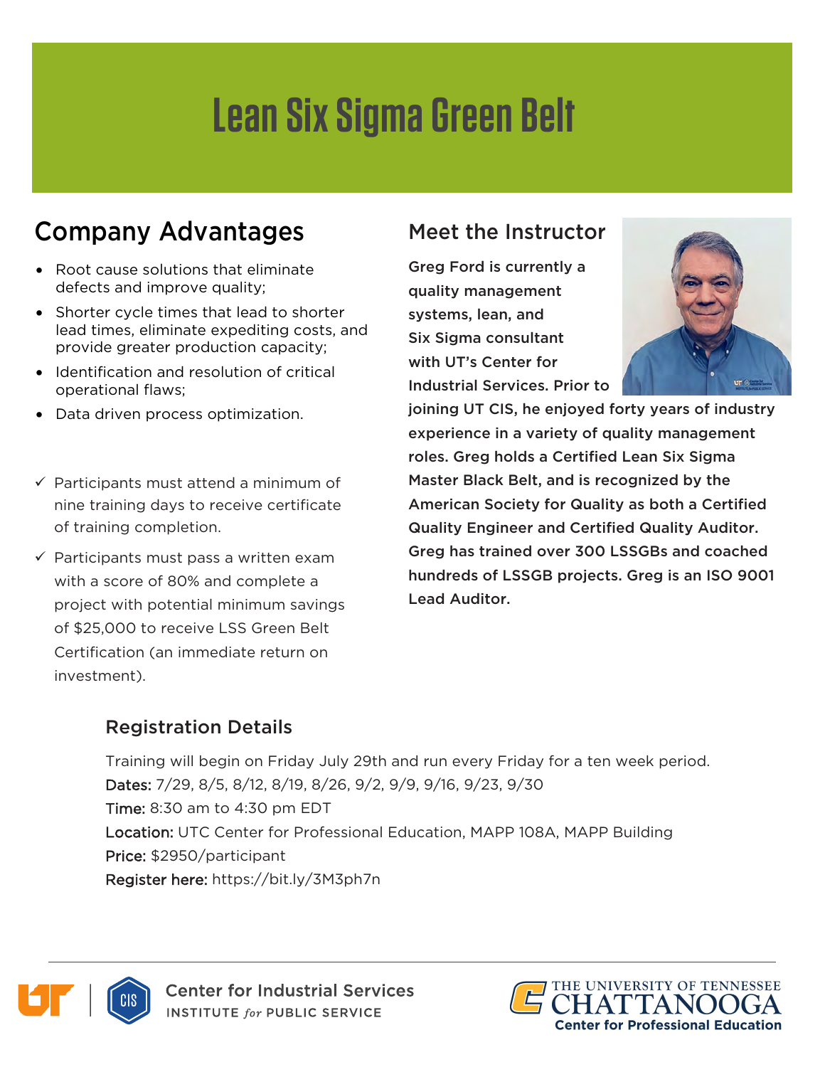# Lean Six Sigma Green Belt

## Company Advantages

- Root cause solutions that eliminate defects and improve quality;
- Shorter cycle times that lead to shorter lead times, eliminate expediting costs, and provide greater production capacity;
- Identification and resolution of critical operational flaws;
- Data driven process optimization.

✓ Participants must attend a minimum of nine training days to receive certificate of training completion.

✓ Participants must pass a written exam with a score of 80% and complete a project with potential minimum savings of $25,000 to receive LSS Green Belt Certification (an immediate return on investment).

## Meet the Instructor

**Greg Ford is currently a quality management systems, lean, and Six Sigma consultant with UT's Center for Industrial Services. Prior to joining UT CIS, he enjoyed forty years of industry experience in a variety of quality management roles. Greg holds a Certified Lean Six Sigma Master Black Belt, and is recognized by the American Society for Quality as both a Certified Quality Engineer and Certified Quality Auditor. Greg has trained over 300 LSSGBs and coached hundreds of LSSGB projects. Greg is an ISO 9001 Lead Auditor.**

### Registration Details

Training will begin on Friday July 29th and run every Friday for a ten week period.

**Dates:** 7/29, 8/5, 8/12, 8/19, 8/26, 9/2, 9/9, 9/16, 9/23, 9/30

**Time:** 8:30 am to 4:30 pm EDT

**Location:** UTC Center for Professional Education, MAPP 108A, MAPP Building

**Price:** $2950/participant

**Register here:** https://bit.ly/3M3ph7n

Center for Industrial Services
INSTITUTE *for* PUBLIC SERVICE

THE UNIVERSITY OF TENNESSEE CHATTANOOGA
Center for Professional Education